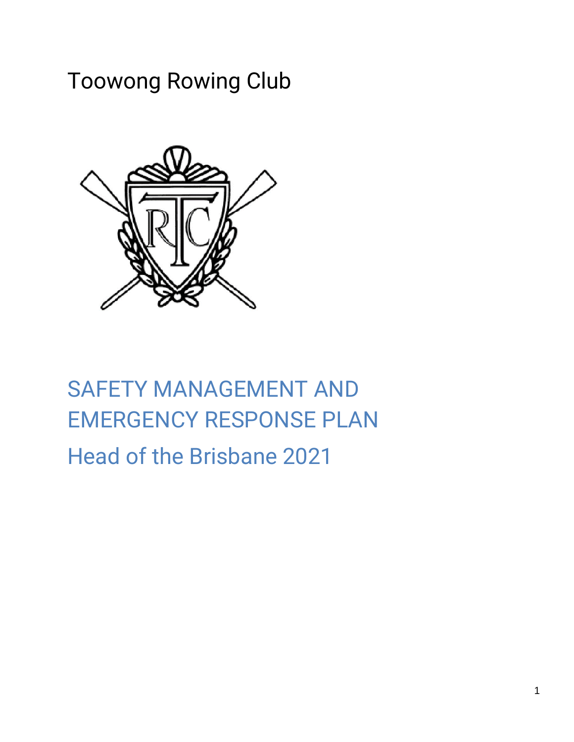# Toowong Rowing Club

# SAFETY MANAGEMENT AND EMERGENCY RESPONSE PLAN

## Head of the Brisbane 2021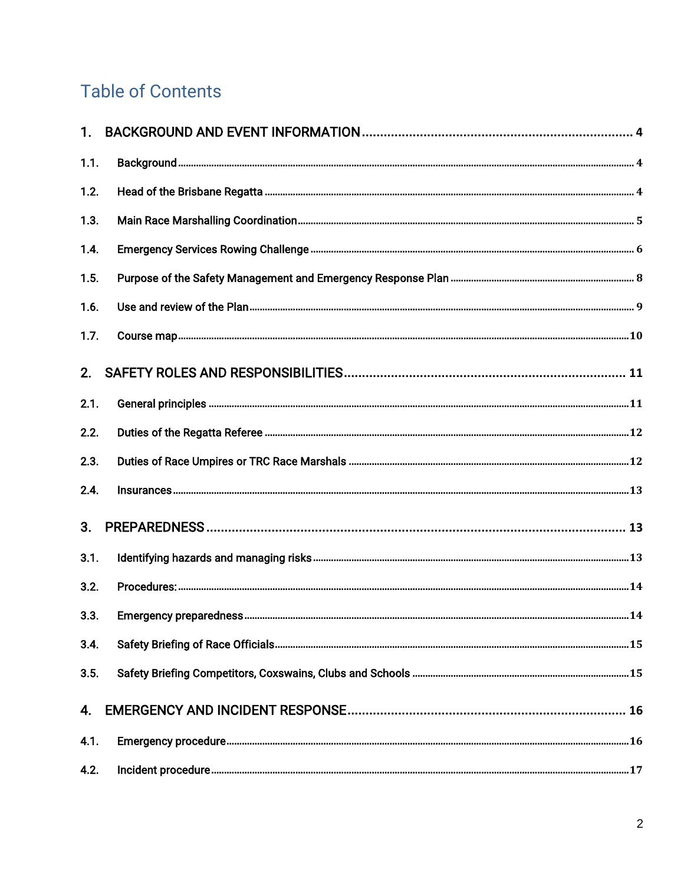# Table of Contents

1. BACKGROUND AND EVENT INFORMATION ..... 4
   - 1.1. Background ..... 4
   - 1.2. Head of the Brisbane Regatta ..... 4
   - 1.3. Main Race Marshalling Coordination ..... 5
   - 1.4. Emergency Services Rowing Challenge ..... 6
   - 1.5. Purpose of the Safety Management and Emergency Response Plan ..... 8
   - 1.6. Use and review of the Plan ..... 9
   - 1.7. Course map ..... 10
2. SAFETY ROLES AND RESPONSIBILITIES ..... 11
   - 2.1. General principles ..... 11
   - 2.2. Duties of the Regatta Referee ..... 12
   - 2.3. Duties of Race Umpires or TRC Race Marshals ..... 12
   - 2.4. Insurances ..... 13
3. PREPAREDNESS ..... 13
   - 3.1. Identifying hazards and managing risks ..... 13
   - 3.2. Procedures: ..... 14
   - 3.3. Emergency preparedness ..... 14
   - 3.4. Safety Briefing of Race Officials ..... 15
   - 3.5. Safety Briefing Competitors, Coxswains, Clubs and Schools ..... 15
4. EMERGENCY AND INCIDENT RESPONSE ..... 16
   - 4.1. Emergency procedure ..... 16
   - 4.2. Incident procedure ..... 17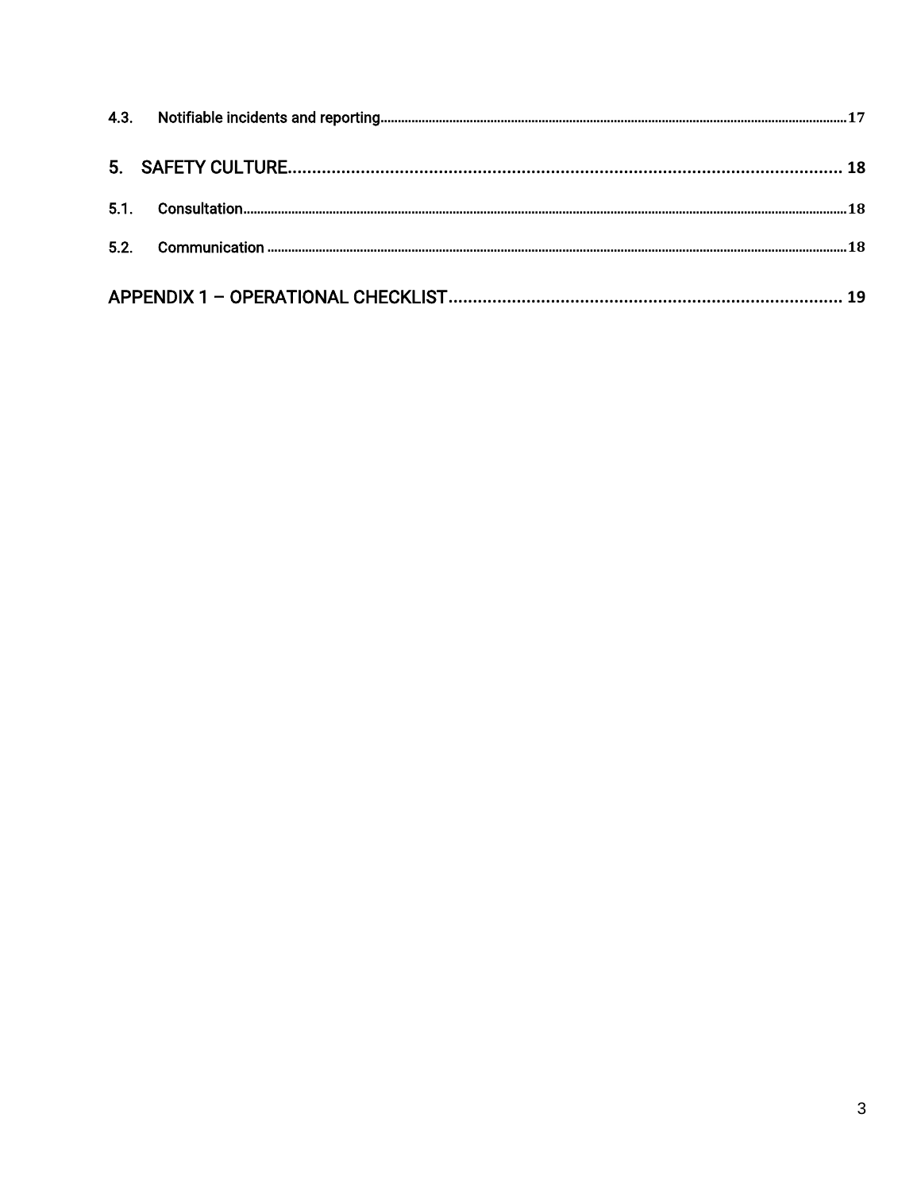4.3. Notifiable incidents and reporting ..... 17

5. SAFETY CULTURE ..... 18

5.1. Consultation ..... 18

5.2. Communication ..... 18

APPENDIX 1 – OPERATIONAL CHECKLIST ..... 19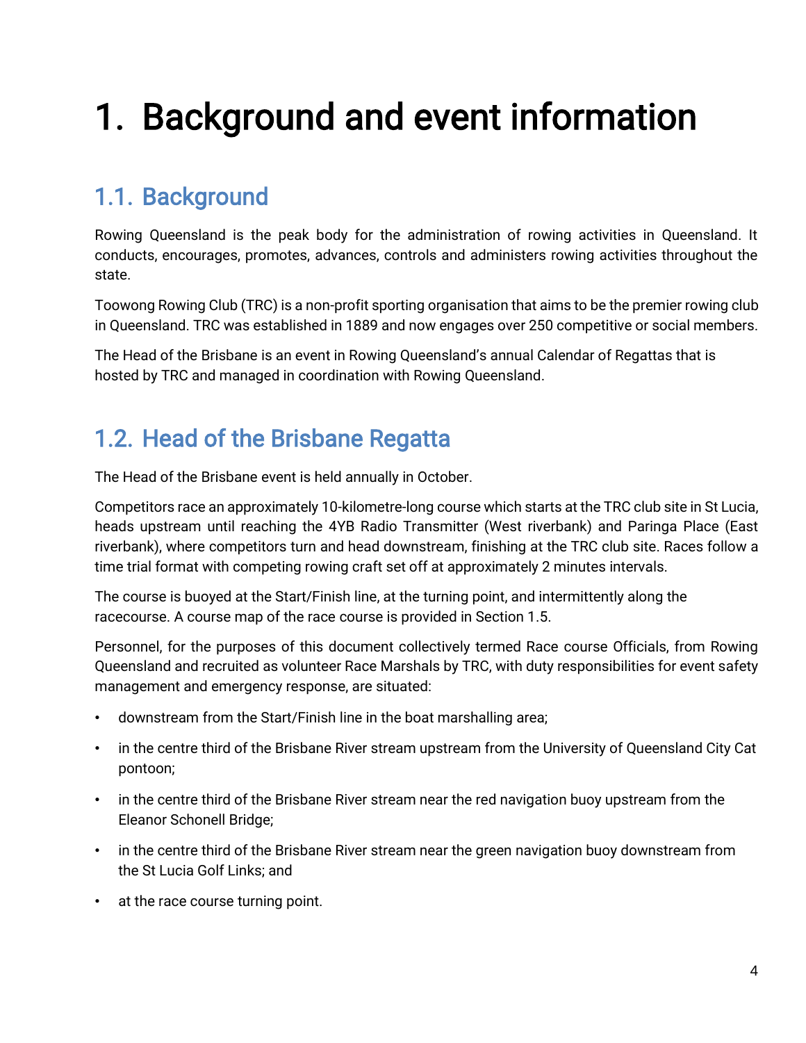# 1. Background and event information

## 1.1. Background

Rowing Queensland is the peak body for the administration of rowing activities in Queensland. It conducts, encourages, promotes, advances, controls and administers rowing activities throughout the state.

Toowong Rowing Club (TRC) is a non-profit sporting organisation that aims to be the premier rowing club in Queensland. TRC was established in 1889 and now engages over 250 competitive or social members.

The Head of the Brisbane is an event in Rowing Queensland's annual Calendar of Regattas that is hosted by TRC and managed in coordination with Rowing Queensland.

## 1.2. Head of the Brisbane Regatta

The Head of the Brisbane event is held annually in October.

Competitors race an approximately 10-kilometre-long course which starts at the TRC club site in St Lucia, heads upstream until reaching the 4YB Radio Transmitter (West riverbank) and Paringa Place (East riverbank), where competitors turn and head downstream, finishing at the TRC club site. Races follow a time trial format with competing rowing craft set off at approximately 2 minutes intervals.

The course is buoyed at the Start/Finish line, at the turning point, and intermittently along the racecourse. A course map of the race course is provided in Section 1.5.

Personnel, for the purposes of this document collectively termed Race course Officials, from Rowing Queensland and recruited as volunteer Race Marshals by TRC, with duty responsibilities for event safety management and emergency response, are situated:

- downstream from the Start/Finish line in the boat marshalling area;
- in the centre third of the Brisbane River stream upstream from the University of Queensland City Cat pontoon;
- in the centre third of the Brisbane River stream near the red navigation buoy upstream from the Eleanor Schonell Bridge;
- in the centre third of the Brisbane River stream near the green navigation buoy downstream from the St Lucia Golf Links; and
- at the race course turning point.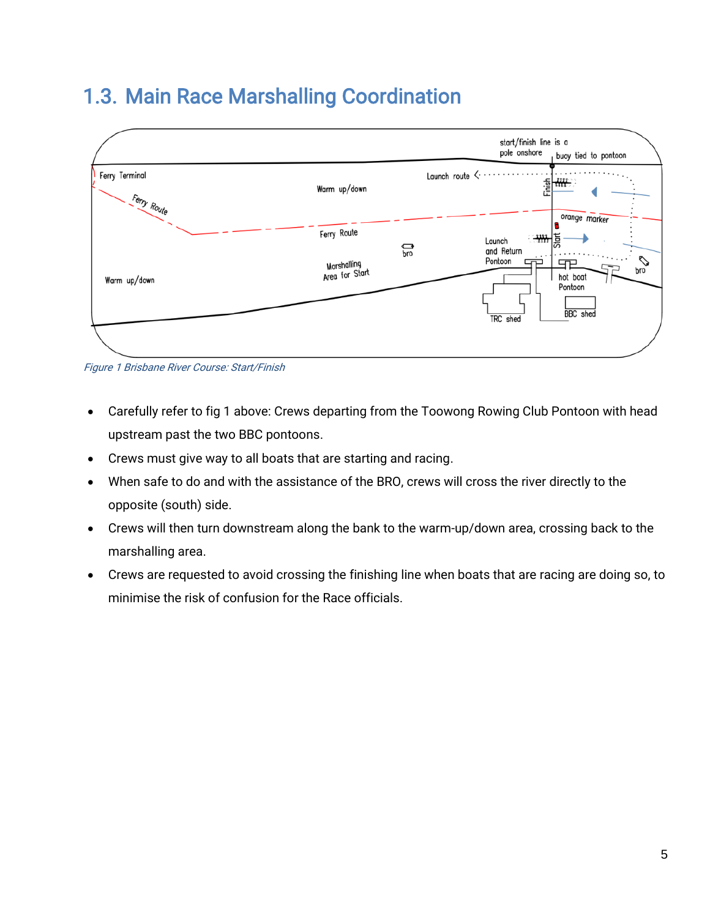## 1.3. Main Race Marshalling Coordination

*Figure 1 Brisbane River Course: Start/Finish*

- Carefully refer to fig 1 above: Crews departing from the Toowong Rowing Club Pontoon with head upstream past the two BBC pontoons.
- Crews must give way to all boats that are starting and racing.
- When safe to do and with the assistance of the BRO, crews will cross the river directly to the opposite (south) side.
- Crews will then turn downstream along the bank to the warm-up/down area, crossing back to the marshalling area.
- Crews are requested to avoid crossing the finishing line when boats that are racing are doing so, to minimise the risk of confusion for the Race officials.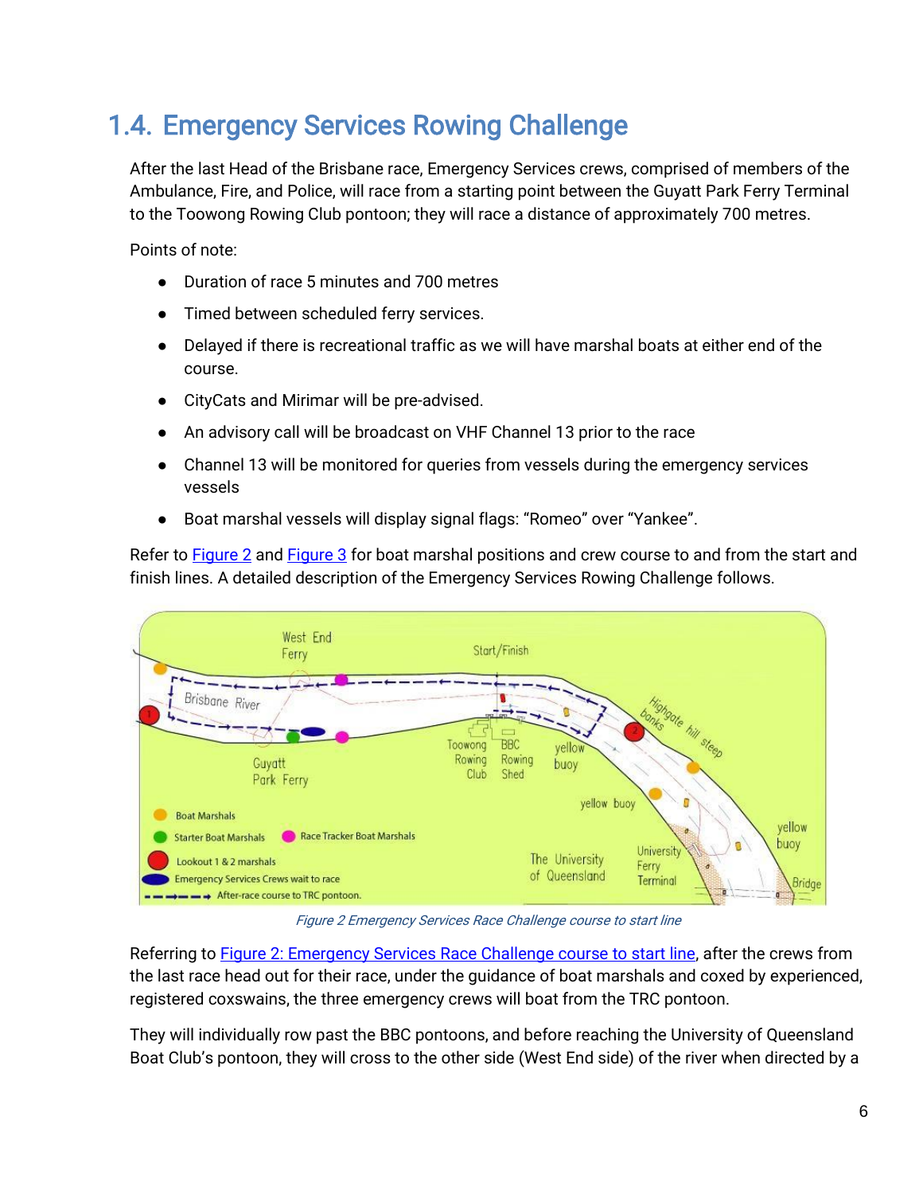## 1.4. Emergency Services Rowing Challenge

After the last Head of the Brisbane race, Emergency Services crews, comprised of members of the Ambulance, Fire, and Police, will race from a starting point between the Guyatt Park Ferry Terminal to the Toowong Rowing Club pontoon; they will race a distance of approximately 700 metres.

Points of note:

- Duration of race 5 minutes and 700 metres
- Timed between scheduled ferry services.
- Delayed if there is recreational traffic as we will have marshal boats at either end of the course.
- CityCats and Mirimar will be pre-advised.
- An advisory call will be broadcast on VHF Channel 13 prior to the race
- Channel 13 will be monitored for queries from vessels during the emergency services vessels
- Boat marshal vessels will display signal flags: "Romeo" over "Yankee".

Refer to Figure 2 and Figure 3 for boat marshal positions and crew course to and from the start and finish lines. A detailed description of the Emergency Services Rowing Challenge follows.

*Figure 2 Emergency Services Race Challenge course to start line*

Referring to Figure 2: Emergency Services Race Challenge course to start line, after the crews from the last race head out for their race, under the guidance of boat marshals and coxed by experienced, registered coxswains, the three emergency crews will boat from the TRC pontoon.

They will individually row past the BBC pontoons, and before reaching the University of Queensland Boat Club's pontoon, they will cross to the other side (West End side) of the river when directed by a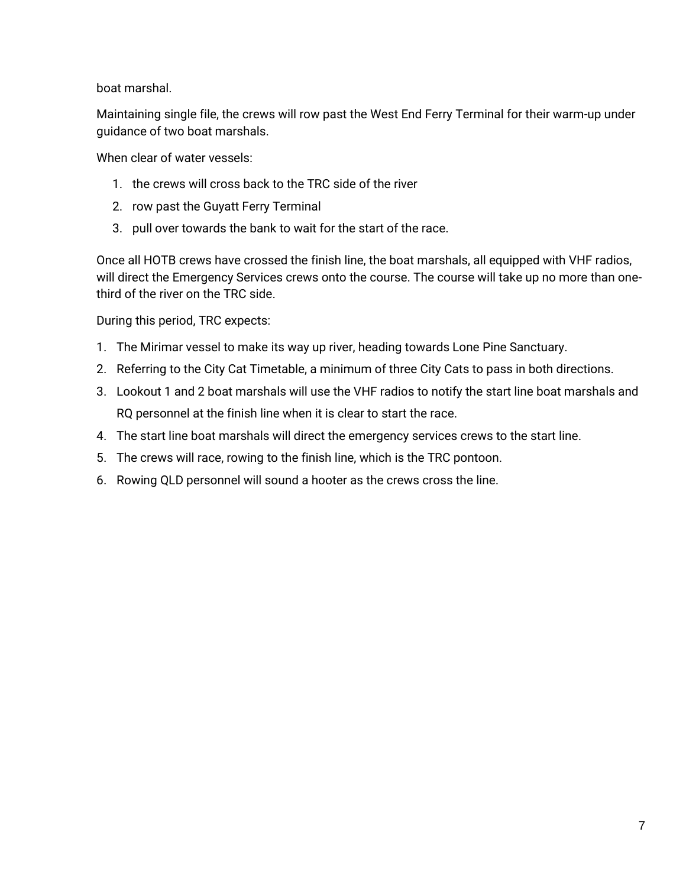boat marshal.

Maintaining single file, the crews will row past the West End Ferry Terminal for their warm-up under guidance of two boat marshals.

When clear of water vessels:

1. the crews will cross back to the TRC side of the river
2. row past the Guyatt Ferry Terminal
3. pull over towards the bank to wait for the start of the race.

Once all HOTB crews have crossed the finish line, the boat marshals, all equipped with VHF radios, will direct the Emergency Services crews onto the course. The course will take up no more than one-third of the river on the TRC side.

During this period, TRC expects:

1. The Mirimar vessel to make its way up river, heading towards Lone Pine Sanctuary.
2. Referring to the City Cat Timetable, a minimum of three City Cats to pass in both directions.
3. Lookout 1 and 2 boat marshals will use the VHF radios to notify the start line boat marshals and RQ personnel at the finish line when it is clear to start the race.
4. The start line boat marshals will direct the emergency services crews to the start line.
5. The crews will race, rowing to the finish line, which is the TRC pontoon.
6. Rowing QLD personnel will sound a hooter as the crews cross the line.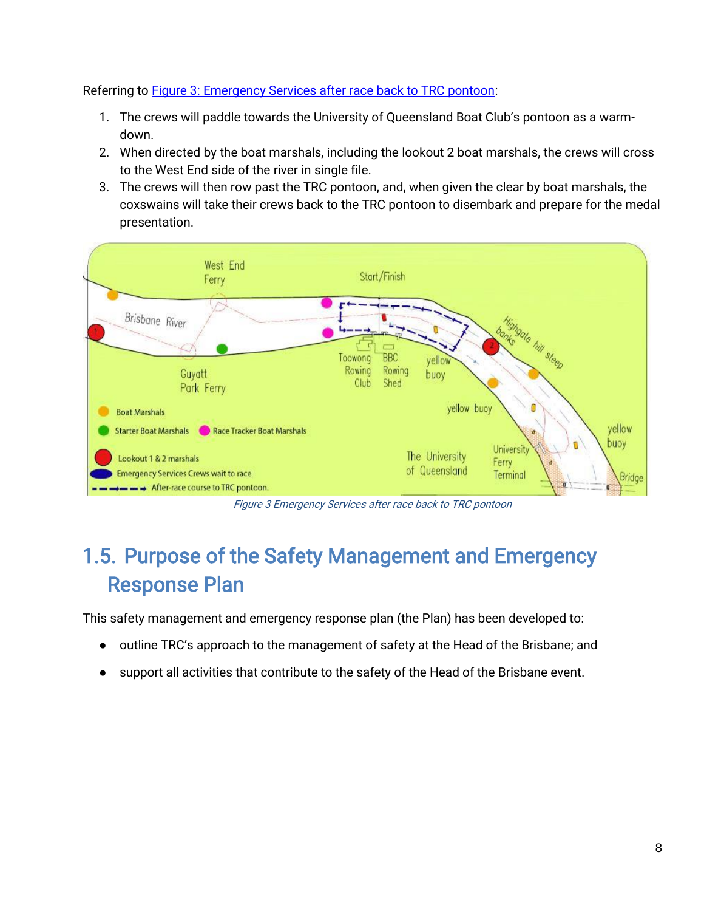Referring to Figure 3: Emergency Services after race back to TRC pontoon:

1. The crews will paddle towards the University of Queensland Boat Club's pontoon as a warm-down.
2. When directed by the boat marshals, including the lookout 2 boat marshals, the crews will cross to the West End side of the river in single file.
3. The crews will then row past the TRC pontoon, and, when given the clear by boat marshals, the coxswains will take their crews back to the TRC pontoon to disembark and prepare for the medal presentation.

*Figure 3 Emergency Services after race back to TRC pontoon*

## 1.5. Purpose of the Safety Management and Emergency Response Plan

This safety management and emergency response plan (the Plan) has been developed to:

- outline TRC's approach to the management of safety at the Head of the Brisbane; and
- support all activities that contribute to the safety of the Head of the Brisbane event.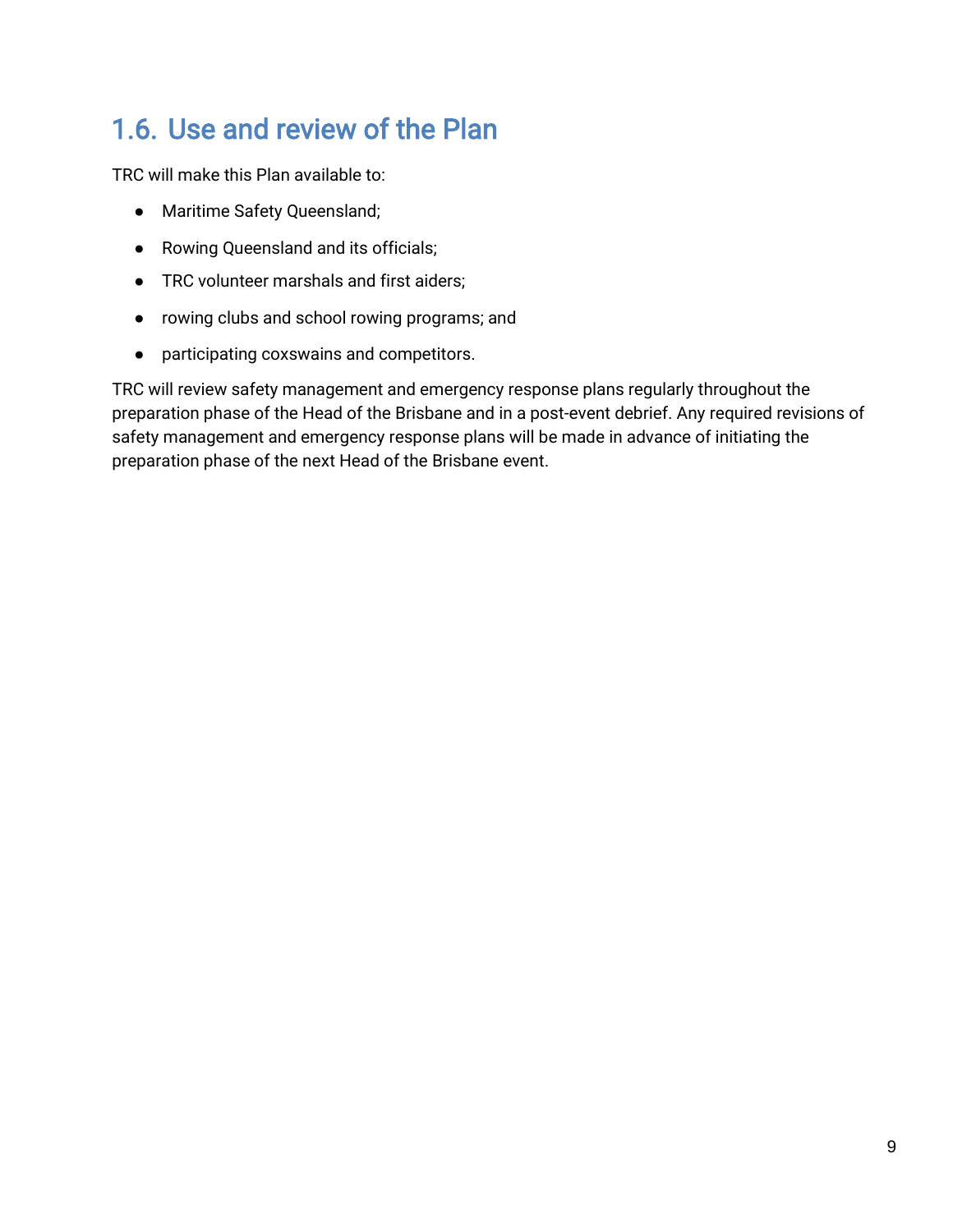## 1.6. Use and review of the Plan

TRC will make this Plan available to:

- Maritime Safety Queensland;
- Rowing Queensland and its officials;
- TRC volunteer marshals and first aiders;
- rowing clubs and school rowing programs; and
- participating coxswains and competitors.

TRC will review safety management and emergency response plans regularly throughout the preparation phase of the Head of the Brisbane and in a post-event debrief. Any required revisions of safety management and emergency response plans will be made in advance of initiating the preparation phase of the next Head of the Brisbane event.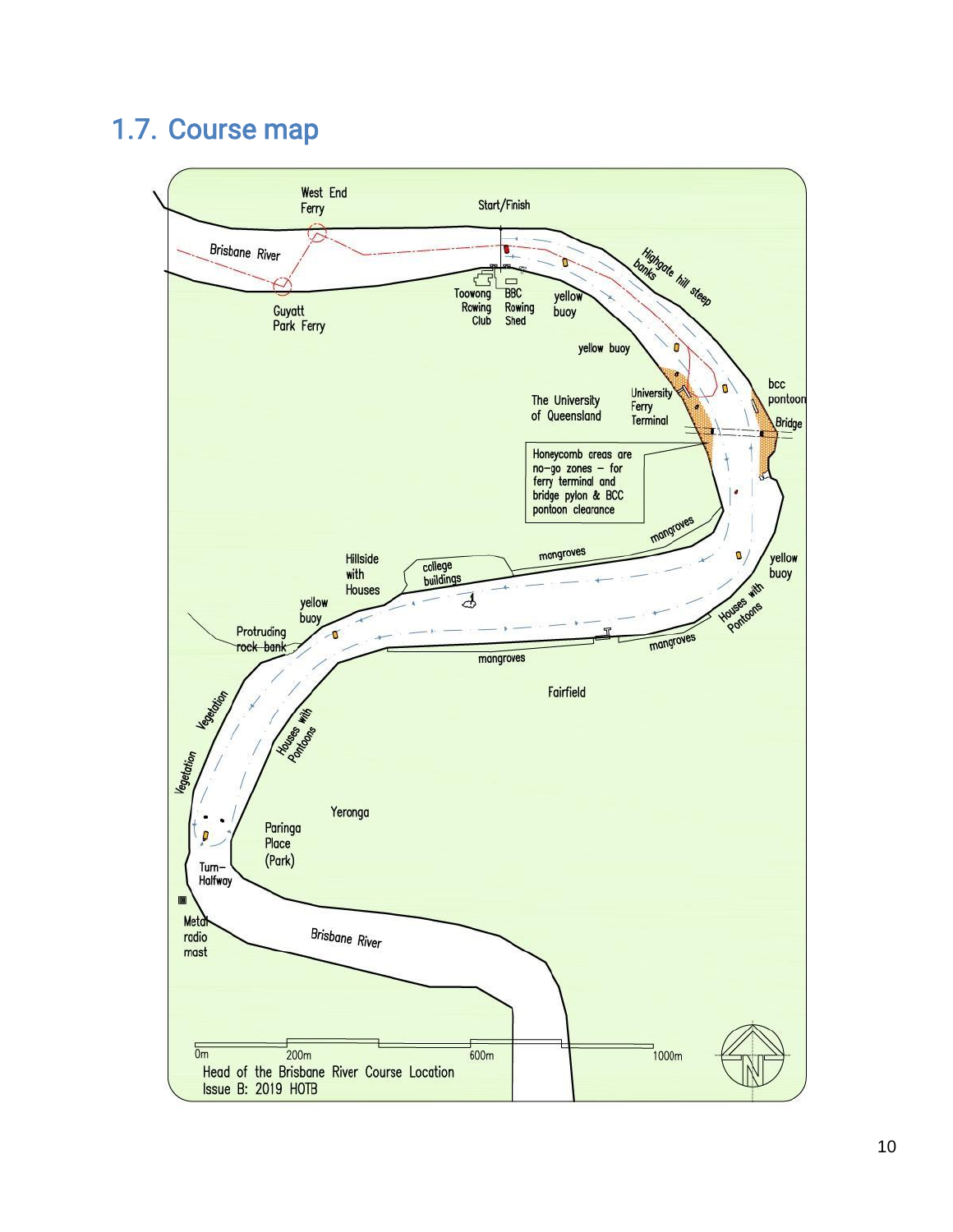## 1.7. Course map

West End Ferry

Start/Finish

Brisbane River

Guyatt Park Ferry

Toowong Rowing Club

BBC Rowing Shed

yellow buoy

Highgate hill steep banks

yellow buoy

The University of Queensland

University Ferry Terminal

bcc pontoon

Bridge

Honeycomb areas are no-go zones – for ferry terminal and bridge pylon & BCC pontoon clearance

mangroves

Hillside with Houses

college buildings

mangroves

yellow buoy

yellow buoy

Protruding rock bank

mangroves

Houses with Pontoons

mangroves

Fairfield

Vegetation

Houses with Pontoons

Vegetation

Yeronga

Paringa Place (Park)

Turn-Halfway

Metal radio mast

Brisbane River

0m 200m 600m 1000m

Head of the Brisbane River Course Location
Issue B: 2019 HOTB

N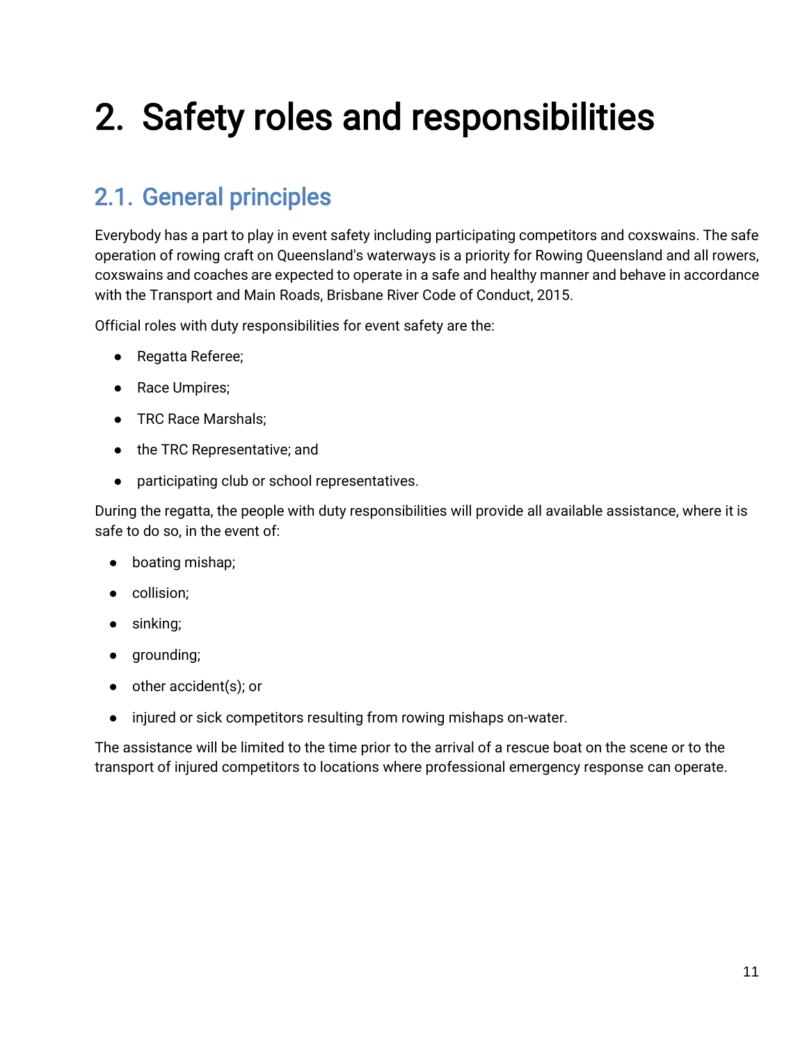# 2. Safety roles and responsibilities

## 2.1. General principles

Everybody has a part to play in event safety including participating competitors and coxswains. The safe operation of rowing craft on Queensland's waterways is a priority for Rowing Queensland and all rowers, coxswains and coaches are expected to operate in a safe and healthy manner and behave in accordance with the Transport and Main Roads, Brisbane River Code of Conduct, 2015.

Official roles with duty responsibilities for event safety are the:

- Regatta Referee;
- Race Umpires;
- TRC Race Marshals;
- the TRC Representative; and
- participating club or school representatives.

During the regatta, the people with duty responsibilities will provide all available assistance, where it is safe to do so, in the event of:

- boating mishap;
- collision;
- sinking;
- grounding;
- other accident(s); or
- injured or sick competitors resulting from rowing mishaps on-water.

The assistance will be limited to the time prior to the arrival of a rescue boat on the scene or to the transport of injured competitors to locations where professional emergency response can operate.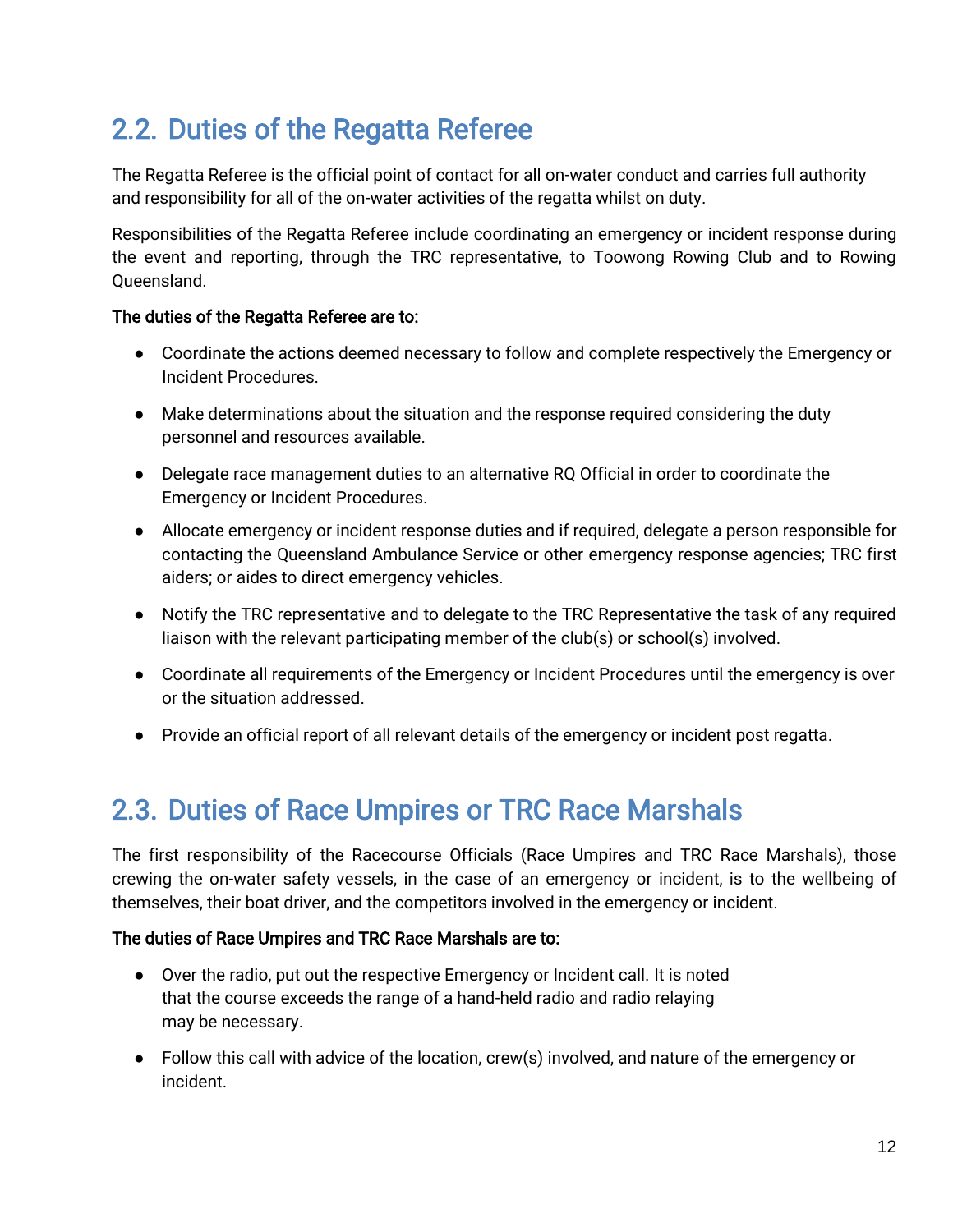## 2.2. Duties of the Regatta Referee

The Regatta Referee is the official point of contact for all on-water conduct and carries full authority and responsibility for all of the on-water activities of the regatta whilst on duty.

Responsibilities of the Regatta Referee include coordinating an emergency or incident response during the event and reporting, through the TRC representative, to Toowong Rowing Club and to Rowing Queensland.

**The duties of the Regatta Referee are to:**

- Coordinate the actions deemed necessary to follow and complete respectively the Emergency or Incident Procedures.
- Make determinations about the situation and the response required considering the duty personnel and resources available.
- Delegate race management duties to an alternative RQ Official in order to coordinate the Emergency or Incident Procedures.
- Allocate emergency or incident response duties and if required, delegate a person responsible for contacting the Queensland Ambulance Service or other emergency response agencies; TRC first aiders; or aides to direct emergency vehicles.
- Notify the TRC representative and to delegate to the TRC Representative the task of any required liaison with the relevant participating member of the club(s) or school(s) involved.
- Coordinate all requirements of the Emergency or Incident Procedures until the emergency is over or the situation addressed.
- Provide an official report of all relevant details of the emergency or incident post regatta.

## 2.3. Duties of Race Umpires or TRC Race Marshals

The first responsibility of the Racecourse Officials (Race Umpires and TRC Race Marshals), those crewing the on-water safety vessels, in the case of an emergency or incident, is to the wellbeing of themselves, their boat driver, and the competitors involved in the emergency or incident.

**The duties of Race Umpires and TRC Race Marshals are to:**

- Over the radio, put out the respective Emergency or Incident call. It is noted that the course exceeds the range of a hand-held radio and radio relaying may be necessary.
- Follow this call with advice of the location, crew(s) involved, and nature of the emergency or incident.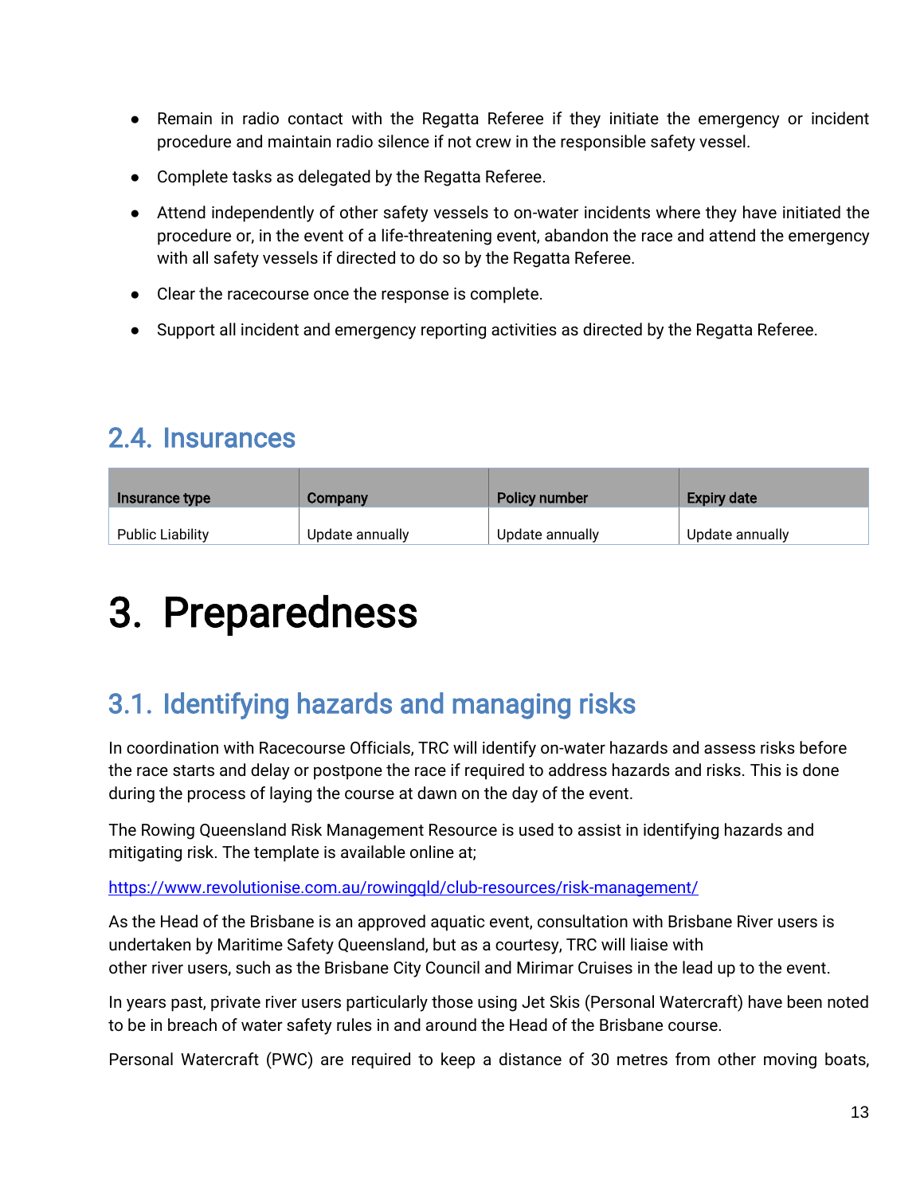- Remain in radio contact with the Regatta Referee if they initiate the emergency or incident procedure and maintain radio silence if not crew in the responsible safety vessel.
- Complete tasks as delegated by the Regatta Referee.
- Attend independently of other safety vessels to on-water incidents where they have initiated the procedure or, in the event of a life-threatening event, abandon the race and attend the emergency with all safety vessels if directed to do so by the Regatta Referee.
- Clear the racecourse once the response is complete.
- Support all incident and emergency reporting activities as directed by the Regatta Referee.

## 2.4. Insurances

| Insurance type | Company | Policy number | Expiry date |
|---|---|---|---|
| Public Liability | Update annually | Update annually | Update annually |

# 3. Preparedness

## 3.1. Identifying hazards and managing risks

In coordination with Racecourse Officials, TRC will identify on-water hazards and assess risks before the race starts and delay or postpone the race if required to address hazards and risks. This is done during the process of laying the course at dawn on the day of the event.

The Rowing Queensland Risk Management Resource is used to assist in identifying hazards and mitigating risk. The template is available online at;

https://www.revolutionise.com.au/rowingqld/club-resources/risk-management/

As the Head of the Brisbane is an approved aquatic event, consultation with Brisbane River users is undertaken by Maritime Safety Queensland, but as a courtesy, TRC will liaise with other river users, such as the Brisbane City Council and Mirimar Cruises in the lead up to the event.

In years past, private river users particularly those using Jet Skis (Personal Watercraft) have been noted to be in breach of water safety rules in and around the Head of the Brisbane course.

Personal Watercraft (PWC) are required to keep a distance of 30 metres from other moving boats,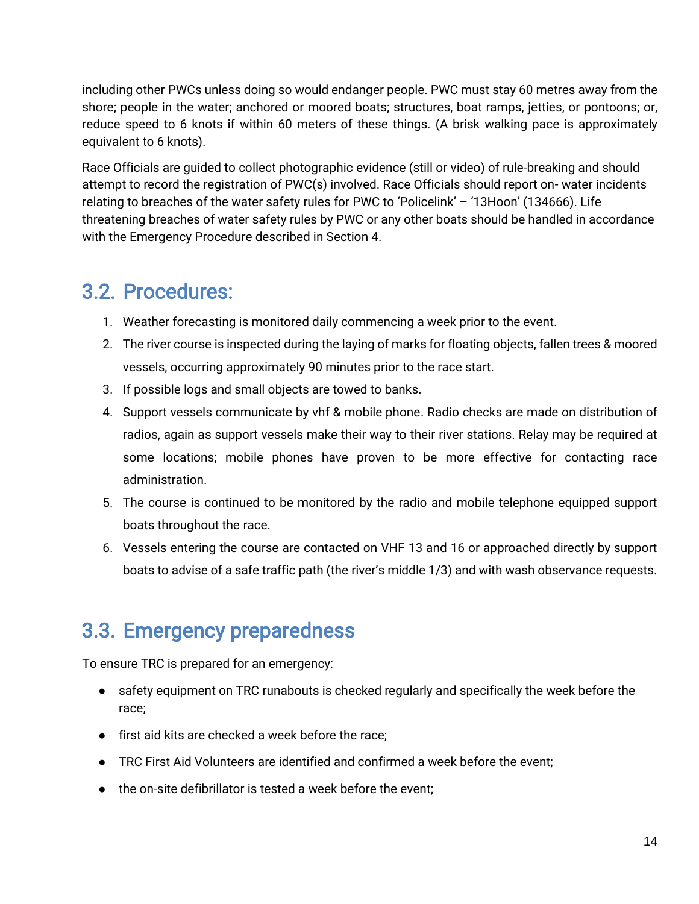including other PWCs unless doing so would endanger people. PWC must stay 60 metres away from the shore; people in the water; anchored or moored boats; structures, boat ramps, jetties, or pontoons; or, reduce speed to 6 knots if within 60 meters of these things. (A brisk walking pace is approximately equivalent to 6 knots).

Race Officials are guided to collect photographic evidence (still or video) of rule-breaking and should attempt to record the registration of PWC(s) involved. Race Officials should report on- water incidents relating to breaches of the water safety rules for PWC to 'Policelink' – '13Hoon' (134666). Life threatening breaches of water safety rules by PWC or any other boats should be handled in accordance with the Emergency Procedure described in Section 4.

## 3.2. Procedures:

1. Weather forecasting is monitored daily commencing a week prior to the event.
2. The river course is inspected during the laying of marks for floating objects, fallen trees & moored vessels, occurring approximately 90 minutes prior to the race start.
3. If possible logs and small objects are towed to banks.
4. Support vessels communicate by vhf & mobile phone. Radio checks are made on distribution of radios, again as support vessels make their way to their river stations. Relay may be required at some locations; mobile phones have proven to be more effective for contacting race administration.
5. The course is continued to be monitored by the radio and mobile telephone equipped support boats throughout the race.
6. Vessels entering the course are contacted on VHF 13 and 16 or approached directly by support boats to advise of a safe traffic path (the river's middle 1/3) and with wash observance requests.

## 3.3. Emergency preparedness

To ensure TRC is prepared for an emergency:

- safety equipment on TRC runabouts is checked regularly and specifically the week before the race;
- first aid kits are checked a week before the race;
- TRC First Aid Volunteers are identified and confirmed a week before the event;
- the on-site defibrillator is tested a week before the event;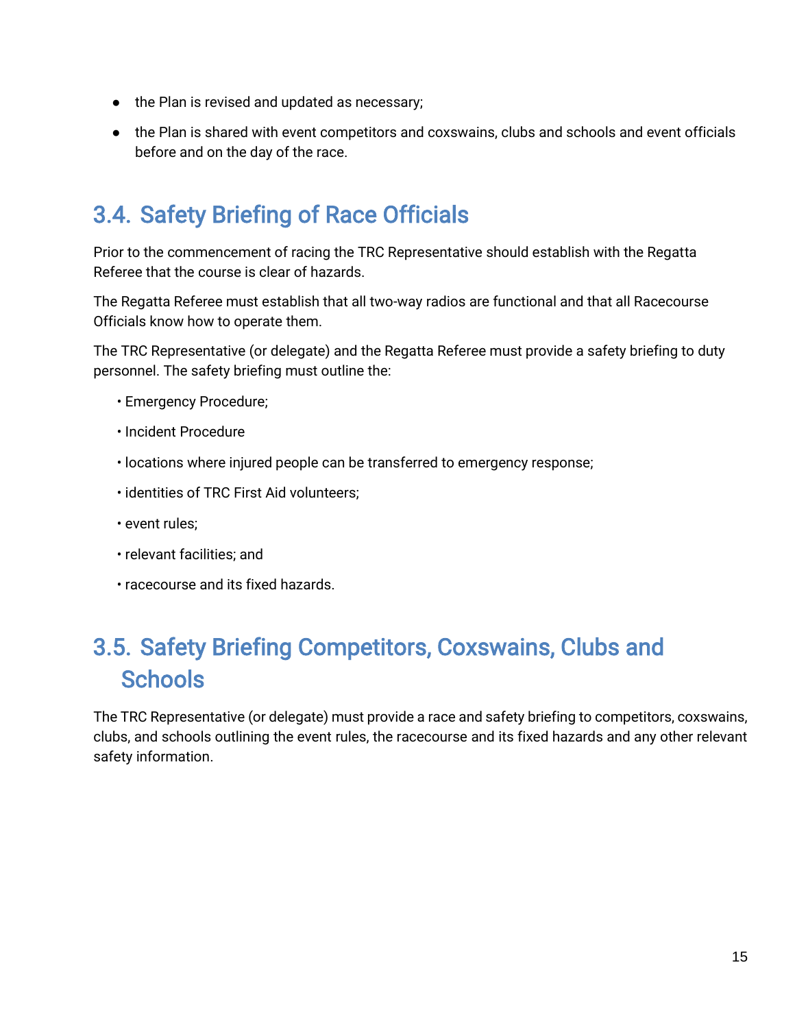- the Plan is revised and updated as necessary;
- the Plan is shared with event competitors and coxswains, clubs and schools and event officials before and on the day of the race.

## 3.4. Safety Briefing of Race Officials

Prior to the commencement of racing the TRC Representative should establish with the Regatta Referee that the course is clear of hazards.

The Regatta Referee must establish that all two-way radios are functional and that all Racecourse Officials know how to operate them.

The TRC Representative (or delegate) and the Regatta Referee must provide a safety briefing to duty personnel. The safety briefing must outline the:

- Emergency Procedure;
- Incident Procedure
- locations where injured people can be transferred to emergency response;
- identities of TRC First Aid volunteers;
- event rules;
- relevant facilities; and
- racecourse and its fixed hazards.

## 3.5. Safety Briefing Competitors, Coxswains, Clubs and Schools

The TRC Representative (or delegate) must provide a race and safety briefing to competitors, coxswains, clubs, and schools outlining the event rules, the racecourse and its fixed hazards and any other relevant safety information.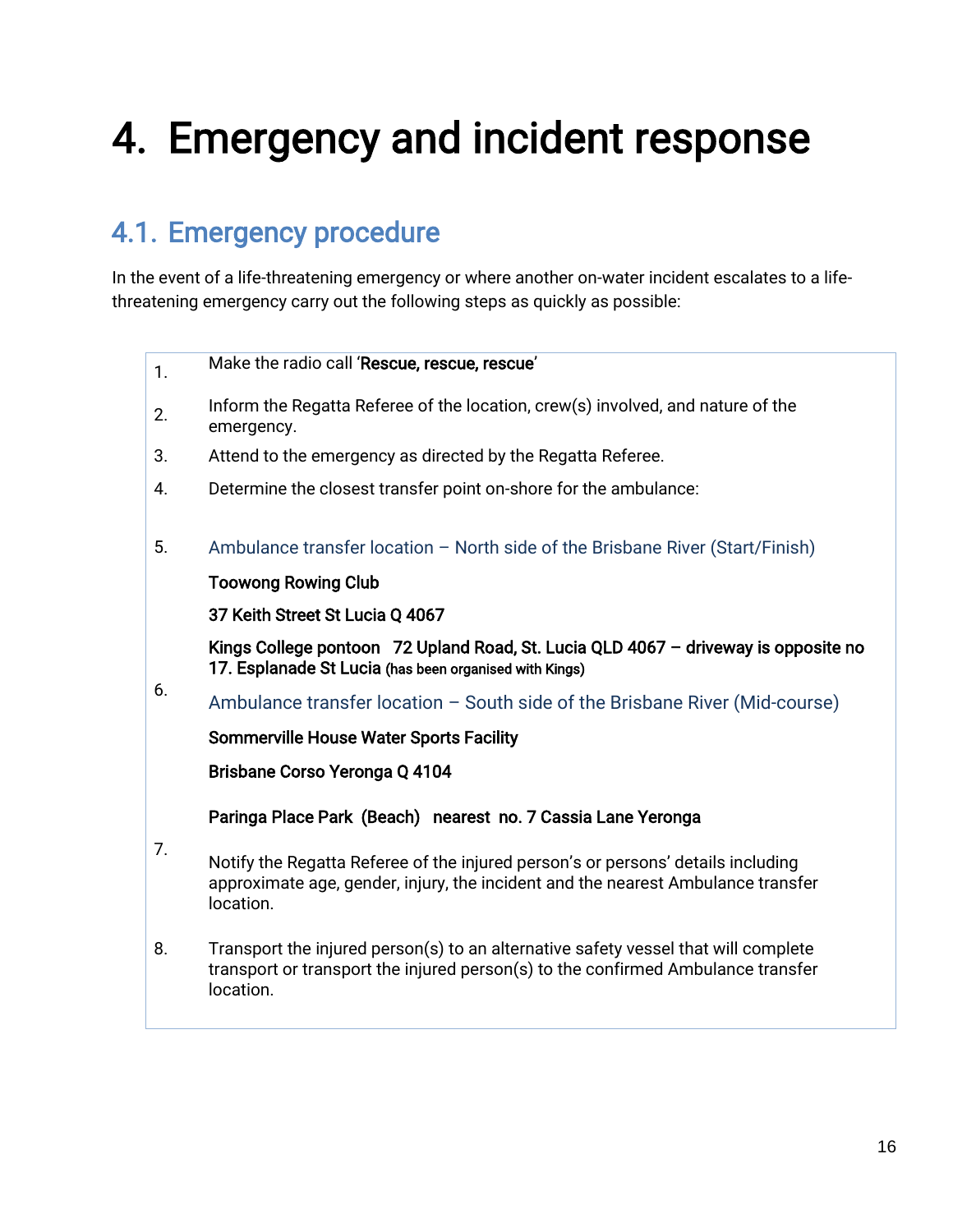# 4. Emergency and incident response

## 4.1. Emergency procedure

In the event of a life-threatening emergency or where another on-water incident escalates to a life-threatening emergency carry out the following steps as quickly as possible:

1. Make the radio call '**Rescue, rescue, rescue**'
2. Inform the Regatta Referee of the location, crew(s) involved, and nature of the emergency.
3. Attend to the emergency as directed by the Regatta Referee.
4. Determine the closest transfer point on-shore for the ambulance:
5. Ambulance transfer location – North side of the Brisbane River (Start/Finish)

   **Toowong Rowing Club**

   **37 Keith Street St Lucia Q 4067**

   **Kings College pontoon 72 Upland Road, St. Lucia QLD 4067 – driveway is opposite no 17. Esplanade St Lucia** (has been organised with Kings)
6. Ambulance transfer location – South side of the Brisbane River (Mid-course)

   **Sommerville House Water Sports Facility**

   **Brisbane Corso Yeronga Q 4104**

   **Paringa Place Park (Beach) nearest no. 7 Cassia Lane Yeronga**
7. Notify the Regatta Referee of the injured person's or persons' details including approximate age, gender, injury, the incident and the nearest Ambulance transfer location.
8. Transport the injured person(s) to an alternative safety vessel that will complete transport or transport the injured person(s) to the confirmed Ambulance transfer location.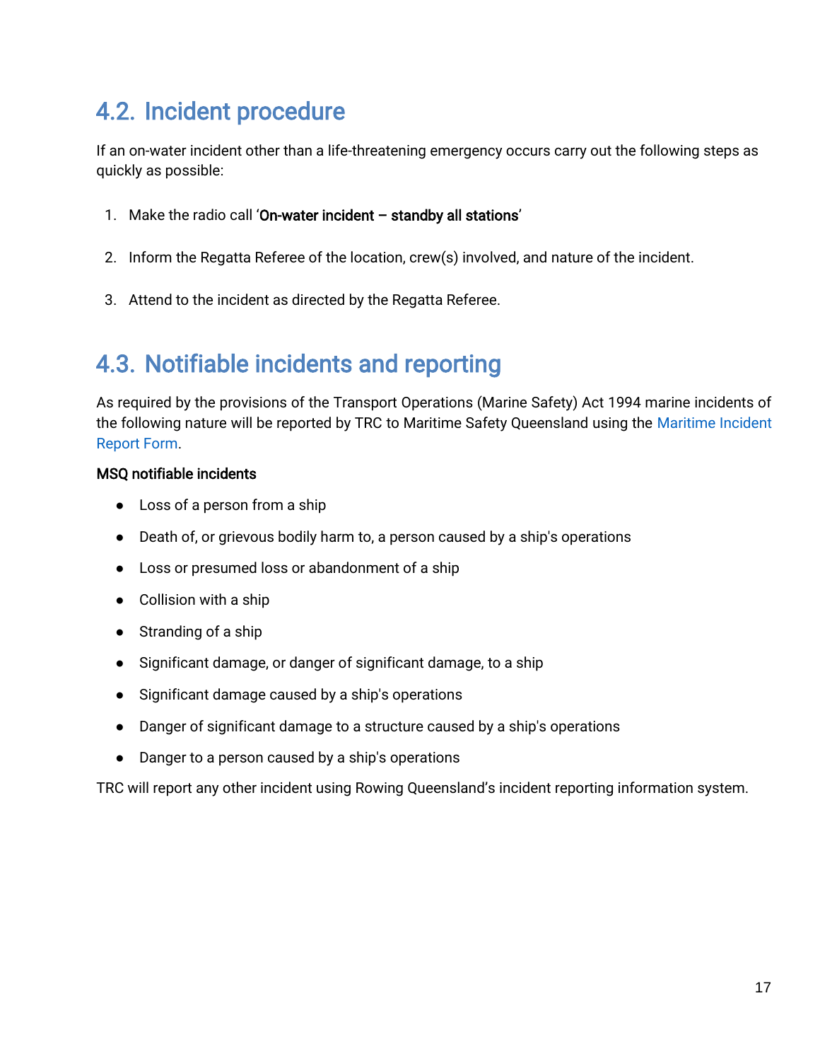## 4.2. Incident procedure

If an on-water incident other than a life-threatening emergency occurs carry out the following steps as quickly as possible:

1. Make the radio call '**On-water incident – standby all stations**'
2. Inform the Regatta Referee of the location, crew(s) involved, and nature of the incident.
3. Attend to the incident as directed by the Regatta Referee.

## 4.3. Notifiable incidents and reporting

As required by the provisions of the Transport Operations (Marine Safety) Act 1994 marine incidents of the following nature will be reported by TRC to Maritime Safety Queensland using the Maritime Incident Report Form.

**MSQ notifiable incidents**

- Loss of a person from a ship
- Death of, or grievous bodily harm to, a person caused by a ship's operations
- Loss or presumed loss or abandonment of a ship
- Collision with a ship
- Stranding of a ship
- Significant damage, or danger of significant damage, to a ship
- Significant damage caused by a ship's operations
- Danger of significant damage to a structure caused by a ship's operations
- Danger to a person caused by a ship's operations

TRC will report any other incident using Rowing Queensland's incident reporting information system.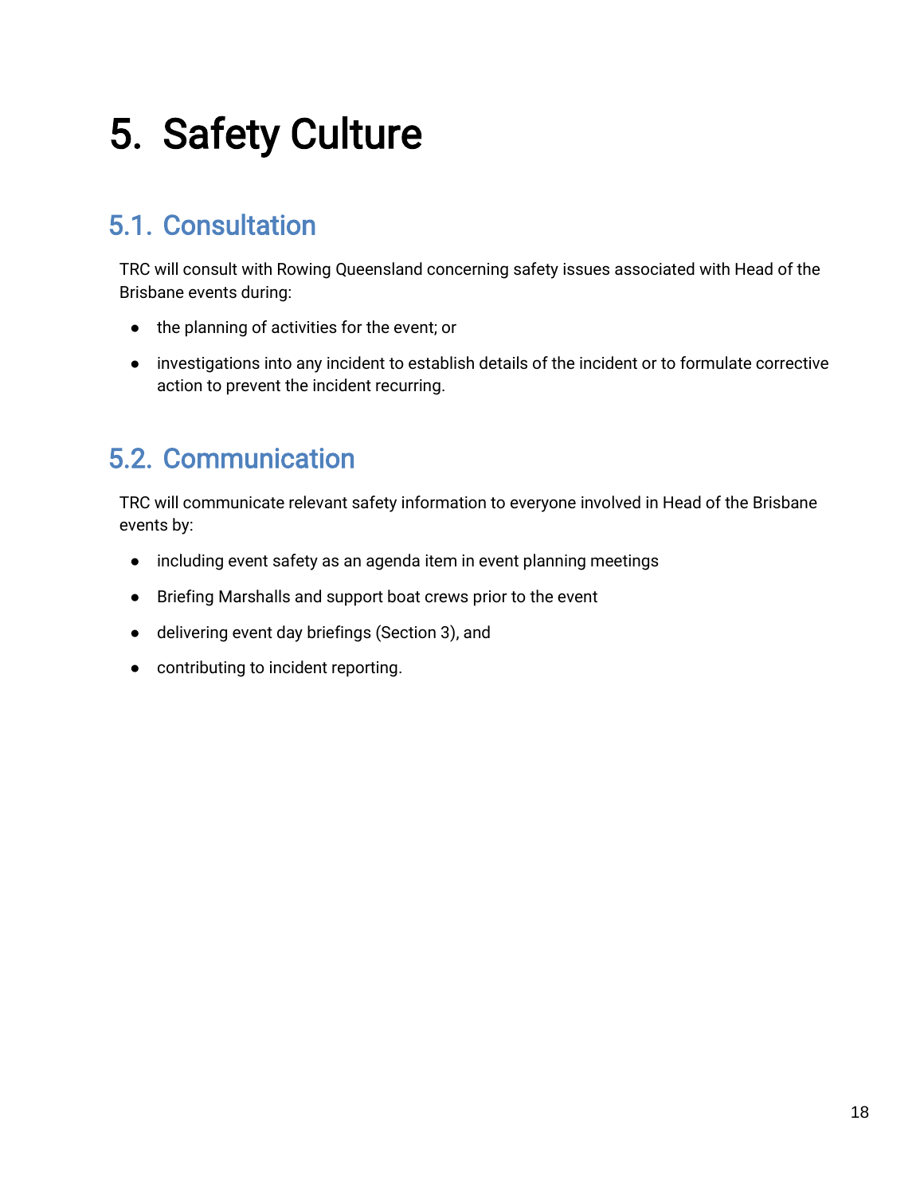# 5. Safety Culture

## 5.1. Consultation

TRC will consult with Rowing Queensland concerning safety issues associated with Head of the Brisbane events during:

- the planning of activities for the event; or
- investigations into any incident to establish details of the incident or to formulate corrective action to prevent the incident recurring.

## 5.2. Communication

TRC will communicate relevant safety information to everyone involved in Head of the Brisbane events by:

- including event safety as an agenda item in event planning meetings
- Briefing Marshalls and support boat crews prior to the event
- delivering event day briefings (Section 3), and
- contributing to incident reporting.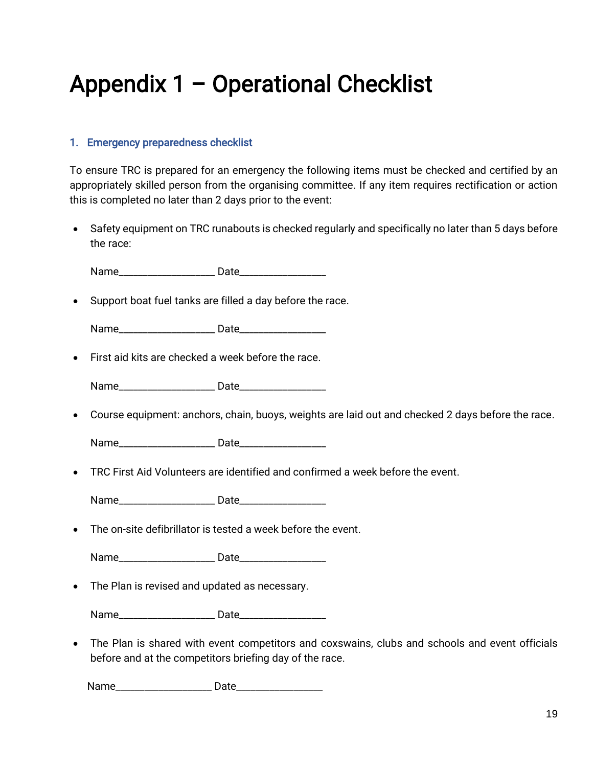# Appendix 1 – Operational Checklist

## 1. Emergency preparedness checklist

To ensure TRC is prepared for an emergency the following items must be checked and certified by an appropriately skilled person from the organising committee. If any item requires rectification or action this is completed no later than 2 days prior to the event:

- Safety equipment on TRC runabouts is checked regularly and specifically no later than 5 days before the race:

  Name__________________ Date________________

- Support boat fuel tanks are filled a day before the race.

  Name__________________ Date________________

- First aid kits are checked a week before the race.

  Name__________________ Date________________

- Course equipment: anchors, chain, buoys, weights are laid out and checked 2 days before the race.

  Name__________________ Date________________

- TRC First Aid Volunteers are identified and confirmed a week before the event.

  Name__________________ Date________________

- The on-site defibrillator is tested a week before the event.

  Name__________________ Date________________

- The Plan is revised and updated as necessary.

  Name__________________ Date________________

- The Plan is shared with event competitors and coxswains, clubs and schools and event officials before and at the competitors briefing day of the race.

  Name__________________ Date________________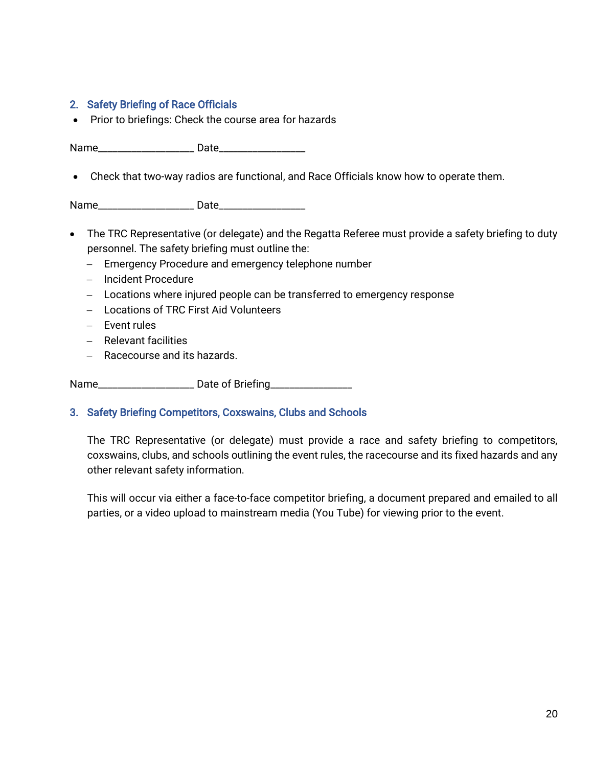## 2. Safety Briefing of Race Officials

- Prior to briefings: Check the course area for hazards

Name__________________ Date________________

- Check that two-way radios are functional, and Race Officials know how to operate them.

Name__________________ Date________________

- The TRC Representative (or delegate) and the Regatta Referee must provide a safety briefing to duty personnel. The safety briefing must outline the:
  - Emergency Procedure and emergency telephone number
  - Incident Procedure
  - Locations where injured people can be transferred to emergency response
  - Locations of TRC First Aid Volunteers
  - Event rules
  - Relevant facilities
  - Racecourse and its hazards.

Name__________________ Date of Briefing_______________

## 3. Safety Briefing Competitors, Coxswains, Clubs and Schools

The TRC Representative (or delegate) must provide a race and safety briefing to competitors, coxswains, clubs, and schools outlining the event rules, the racecourse and its fixed hazards and any other relevant safety information.

This will occur via either a face-to-face competitor briefing, a document prepared and emailed to all parties, or a video upload to mainstream media (You Tube) for viewing prior to the event.